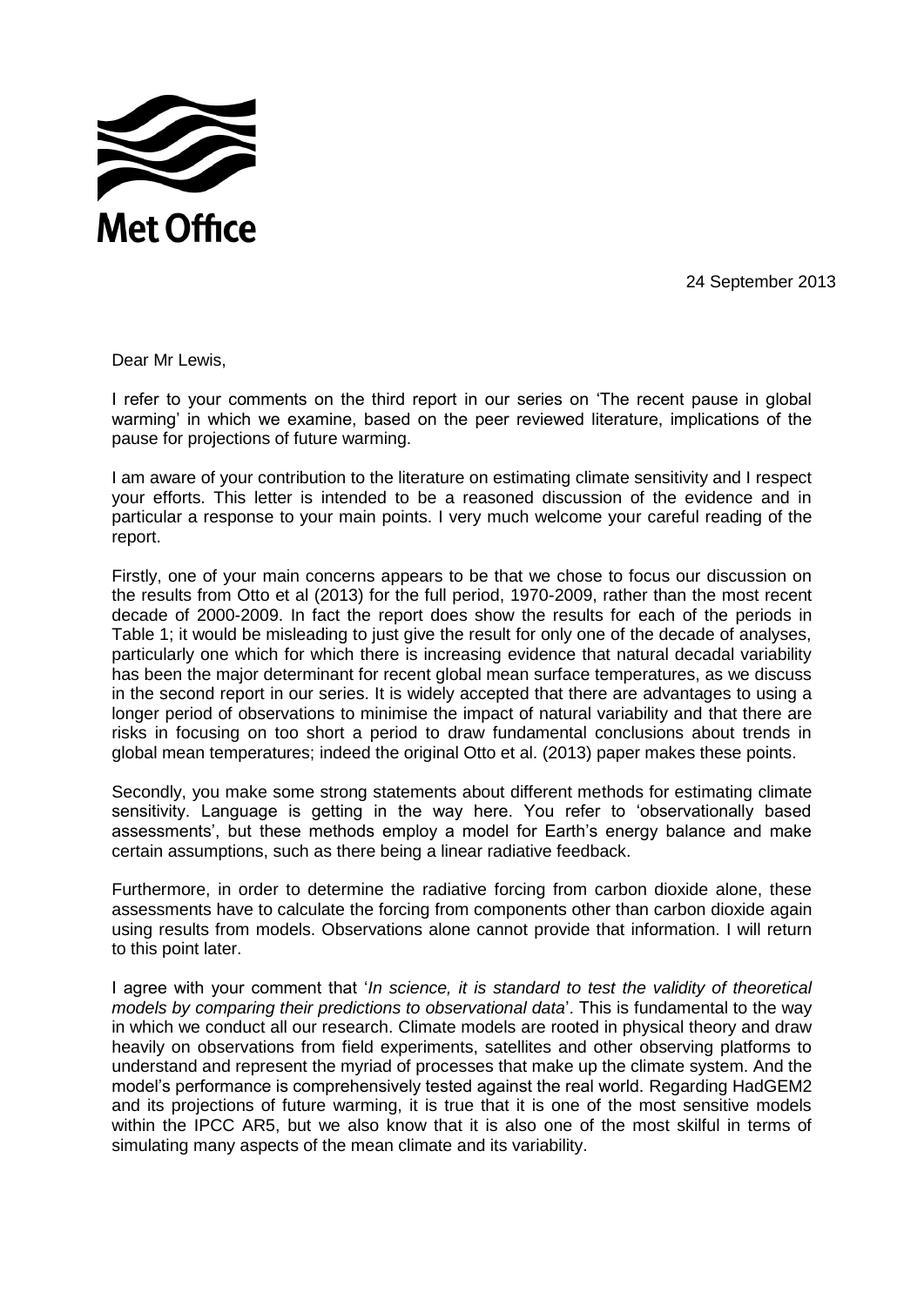Met Office

24 September 2013

Dear Mr Lewis,

I refer to your comments on the third report in our series on 'The recent pause in global warming' in which we examine, based on the peer reviewed literature, implications of the pause for projections of future warming.

I am aware of your contribution to the literature on estimating climate sensitivity and I respect your efforts. This letter is intended to be a reasoned discussion of the evidence and in particular a response to your main points. I very much welcome your careful reading of the report.

Firstly, one of your main concerns appears to be that we chose to focus our discussion on the results from Otto et al (2013) for the full period, 1970-2009, rather than the most recent decade of 2000-2009. In fact the report does show the results for each of the periods in Table 1; it would be misleading to just give the result for only one of the decade of analyses, particularly one which for which there is increasing evidence that natural decadal variability has been the major determinant for recent global mean surface temperatures, as we discuss in the second report in our series. It is widely accepted that there are advantages to using a longer period of observations to minimise the impact of natural variability and that there are risks in focusing on too short a period to draw fundamental conclusions about trends in global mean temperatures; indeed the original Otto et al. (2013) paper makes these points.

Secondly, you make some strong statements about different methods for estimating climate sensitivity. Language is getting in the way here. You refer to 'observationally based assessments', but these methods employ a model for Earth's energy balance and make certain assumptions, such as there being a linear radiative feedback.

Furthermore, in order to determine the radiative forcing from carbon dioxide alone, these assessments have to calculate the forcing from components other than carbon dioxide again using results from models. Observations alone cannot provide that information. I will return to this point later.

I agree with your comment that '*In science, it is standard to test the validity of theoretical models by comparing their predictions to observational data*'. This is fundamental to the way in which we conduct all our research. Climate models are rooted in physical theory and draw heavily on observations from field experiments, satellites and other observing platforms to understand and represent the myriad of processes that make up the climate system. And the model's performance is comprehensively tested against the real world. Regarding HadGEM2 and its projections of future warming, it is true that it is one of the most sensitive models within the IPCC AR5, but we also know that it is also one of the most skilful in terms of simulating many aspects of the mean climate and its variability.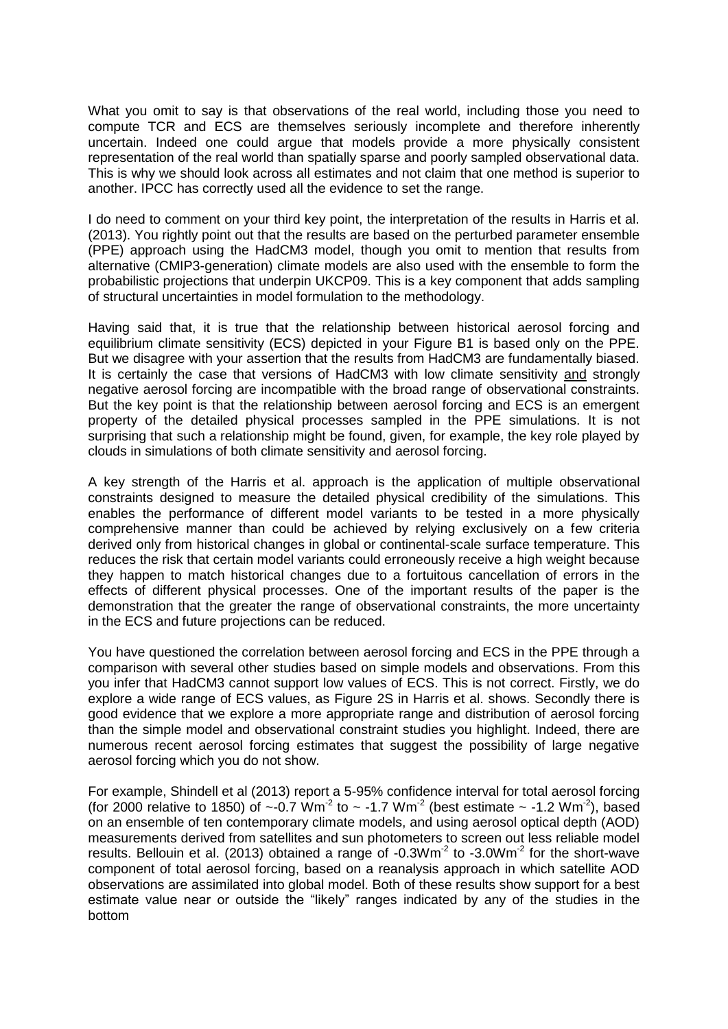What you omit to say is that observations of the real world, including those you need to compute TCR and ECS are themselves seriously incomplete and therefore inherently uncertain. Indeed one could argue that models provide a more physically consistent representation of the real world than spatially sparse and poorly sampled observational data. This is why we should look across all estimates and not claim that one method is superior to another. IPCC has correctly used all the evidence to set the range.

I do need to comment on your third key point, the interpretation of the results in Harris et al. (2013). You rightly point out that the results are based on the perturbed parameter ensemble (PPE) approach using the HadCM3 model, though you omit to mention that results from alternative (CMIP3-generation) climate models are also used with the ensemble to form the probabilistic projections that underpin UKCP09. This is a key component that adds sampling of structural uncertainties in model formulation to the methodology.

Having said that, it is true that the relationship between historical aerosol forcing and equilibrium climate sensitivity (ECS) depicted in your Figure B1 is based only on the PPE. But we disagree with your assertion that the results from HadCM3 are fundamentally biased. It is certainly the case that versions of HadCM3 with low climate sensitivity <u>and</u> strongly negative aerosol forcing are incompatible with the broad range of observational constraints. But the key point is that the relationship between aerosol forcing and ECS is an emergent property of the detailed physical processes sampled in the PPE simulations. It is not surprising that such a relationship might be found, given, for example, the key role played by clouds in simulations of both climate sensitivity and aerosol forcing.

A key strength of the Harris et al. approach is the application of multiple observational constraints designed to measure the detailed physical credibility of the simulations. This enables the performance of different model variants to be tested in a more physically comprehensive manner than could be achieved by relying exclusively on a few criteria derived only from historical changes in global or continental-scale surface temperature. This reduces the risk that certain model variants could erroneously receive a high weight because they happen to match historical changes due to a fortuitous cancellation of errors in the effects of different physical processes. One of the important results of the paper is the demonstration that the greater the range of observational constraints, the more uncertainty in the ECS and future projections can be reduced.

You have questioned the correlation between aerosol forcing and ECS in the PPE through a comparison with several other studies based on simple models and observations. From this you infer that HadCM3 cannot support low values of ECS. This is not correct. Firstly, we do explore a wide range of ECS values, as Figure 2S in Harris et al. shows. Secondly there is good evidence that we explore a more appropriate range and distribution of aerosol forcing than the simple model and observational constraint studies you highlight. Indeed, there are numerous recent aerosol forcing estimates that suggest the possibility of large negative aerosol forcing which you do not show.

For example, Shindell et al (2013) report a 5-95% confidence interval for total aerosol forcing (for 2000 relative to 1850) of ~-0.7 $Wm^{-2}$ to ~ -1.7 $Wm^{-2}$ (best estimate ~ -1.2 $Wm^{-2}$), based on an ensemble of ten contemporary climate models, and using aerosol optical depth (AOD) measurements derived from satellites and sun photometers to screen out less reliable model results. Bellouin et al. (2013) obtained a range of -0.3$Wm^{-2}$ to -3.0$Wm^{-2}$ for the short-wave component of total aerosol forcing, based on a reanalysis approach in which satellite AOD observations are assimilated into global model. Both of these results show support for a best estimate value near or outside the "likely" ranges indicated by any of the studies in the bottom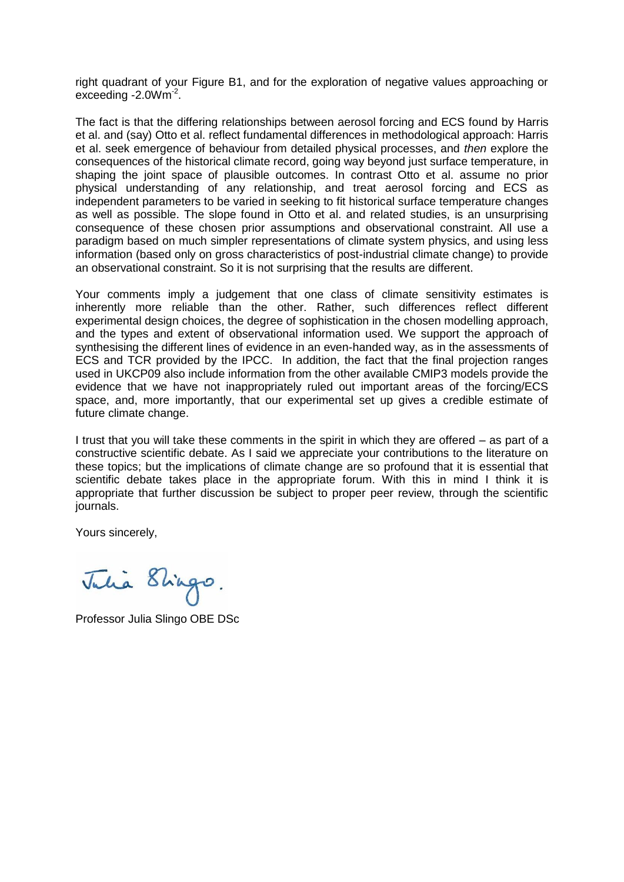right quadrant of your Figure B1, and for the exploration of negative values approaching or exceeding $-2.0Wm^{-2}$.

The fact is that the differing relationships between aerosol forcing and ECS found by Harris et al. and (say) Otto et al. reflect fundamental differences in methodological approach: Harris et al. seek emergence of behaviour from detailed physical processes, and *then* explore the consequences of the historical climate record, going way beyond just surface temperature, in shaping the joint space of plausible outcomes. In contrast Otto et al. assume no prior physical understanding of any relationship, and treat aerosol forcing and ECS as independent parameters to be varied in seeking to fit historical surface temperature changes as well as possible. The slope found in Otto et al. and related studies, is an unsurprising consequence of these chosen prior assumptions and observational constraint. All use a paradigm based on much simpler representations of climate system physics, and using less information (based only on gross characteristics of post-industrial climate change) to provide an observational constraint. So it is not surprising that the results are different.

Your comments imply a judgement that one class of climate sensitivity estimates is inherently more reliable than the other. Rather, such differences reflect different experimental design choices, the degree of sophistication in the chosen modelling approach, and the types and extent of observational information used. We support the approach of synthesising the different lines of evidence in an even-handed way, as in the assessments of ECS and TCR provided by the IPCC. In addition, the fact that the final projection ranges used in UKCP09 also include information from the other available CMIP3 models provide the evidence that we have not inappropriately ruled out important areas of the forcing/ECS space, and, more importantly, that our experimental set up gives a credible estimate of future climate change.

I trust that you will take these comments in the spirit in which they are offered – as part of a constructive scientific debate. As I said we appreciate your contributions to the literature on these topics; but the implications of climate change are so profound that it is essential that scientific debate takes place in the appropriate forum. With this in mind I think it is appropriate that further discussion be subject to proper peer review, through the scientific journals.

Yours sincerely,

Julia Slingo.

Professor Julia Slingo OBE DSc